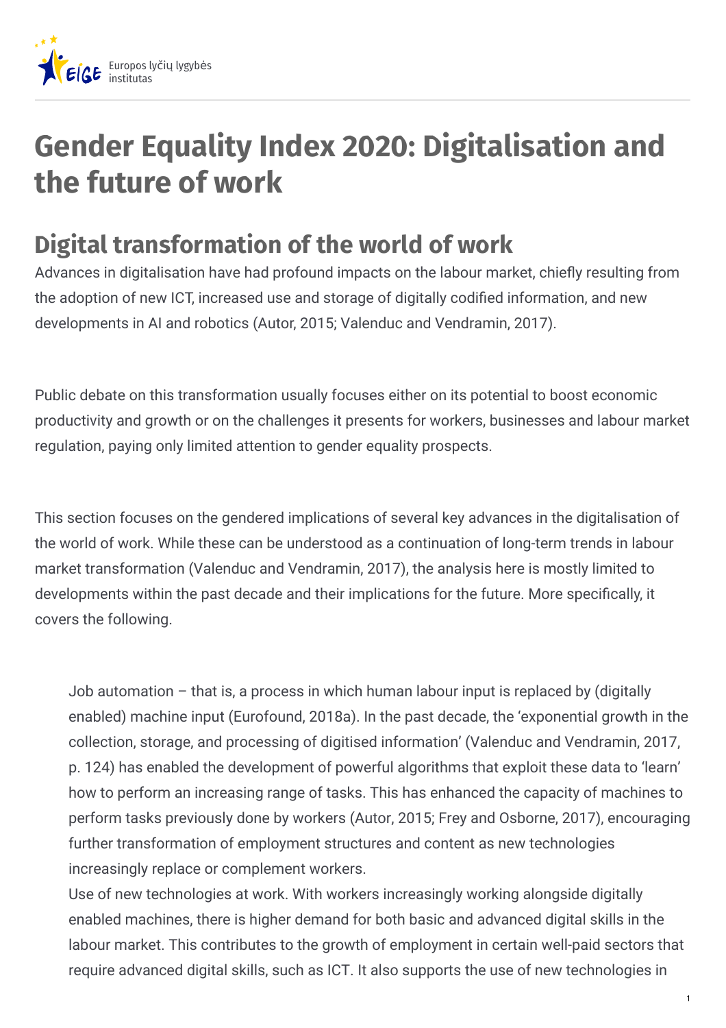# Gender Equality Index 2020: Digitalisation and the future of work

## Digital transformation of the world of work

Advances in digitalisation have had profound impacts on the labour market, chiefly resulting from the adoption of new ICT, increased use and storage of digitally codified information, and new developments in AI and robotics (Autor, 2015; Valenduc and Vendramin, 2017).

Public debate on this transformation usually focuses either on its potential to boost economic productivity and growth or on the challenges it presents for workers, businesses and labour market regulation, paying only limited attention to gender equality prospects.

This section focuses on the gendered implications of several key advances in the digitalisation of the world of work. While these can be understood as a continuation of long-term trends in labour market transformation (Valenduc and Vendramin, 2017), the analysis here is mostly limited to developments within the past decade and their implications for the future. More specifically, it covers the following.

- Job automation – that is, a process in which human labour input is replaced by (digitally enabled) machine input (Eurofound, 2018a). In the past decade, the 'exponential growth in the collection, storage, and processing of digitised information' (Valenduc and Vendramin, 2017, p. 124) has enabled the development of powerful algorithms that exploit these data to 'learn' how to perform an increasing range of tasks. This has enhanced the capacity of machines to perform tasks previously done by workers (Autor, 2015; Frey and Osborne, 2017), encouraging further transformation of employment structures and content as new technologies increasingly replace or complement workers.
- Use of new technologies at work. With workers increasingly working alongside digitally enabled machines, there is higher demand for both basic and advanced digital skills in the labour market. This contributes to the growth of employment in certain well-paid sectors that require advanced digital skills, such as ICT. It also supports the use of new technologies in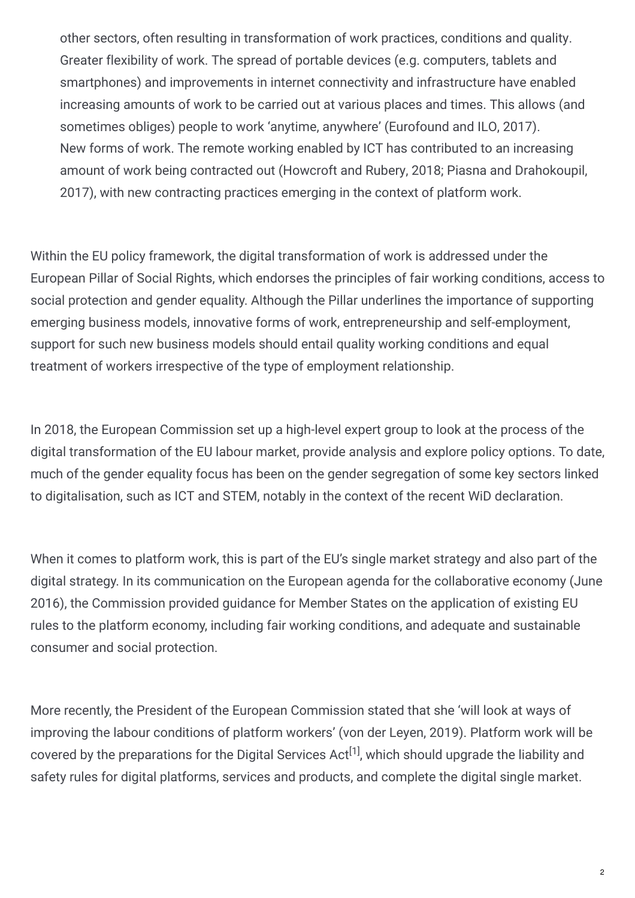other sectors, often resulting in transformation of work practices, conditions and quality.
Greater flexibility of work. The spread of portable devices (e.g. computers, tablets and smartphones) and improvements in internet connectivity and infrastructure have enabled increasing amounts of work to be carried out at various places and times. This allows (and sometimes obliges) people to work 'anytime, anywhere' (Eurofound and ILO, 2017).
New forms of work. The remote working enabled by ICT has contributed to an increasing amount of work being contracted out (Howcroft and Rubery, 2018; Piasna and Drahokoupil, 2017), with new contracting practices emerging in the context of platform work.

Within the EU policy framework, the digital transformation of work is addressed under the European Pillar of Social Rights, which endorses the principles of fair working conditions, access to social protection and gender equality. Although the Pillar underlines the importance of supporting emerging business models, innovative forms of work, entrepreneurship and self-employment, support for such new business models should entail quality working conditions and equal treatment of workers irrespective of the type of employment relationship.

In 2018, the European Commission set up a high-level expert group to look at the process of the digital transformation of the EU labour market, provide analysis and explore policy options. To date, much of the gender equality focus has been on the gender segregation of some key sectors linked to digitalisation, such as ICT and STEM, notably in the context of the recent WiD declaration.

When it comes to platform work, this is part of the EU's single market strategy and also part of the digital strategy. In its communication on the European agenda for the collaborative economy (June 2016), the Commission provided guidance for Member States on the application of existing EU rules to the platform economy, including fair working conditions, and adequate and sustainable consumer and social protection.

More recently, the President of the European Commission stated that she 'will look at ways of improving the labour conditions of platform workers' (von der Leyen, 2019). Platform work will be covered by the preparations for the Digital Services Act[1], which should upgrade the liability and safety rules for digital platforms, services and products, and complete the digital single market.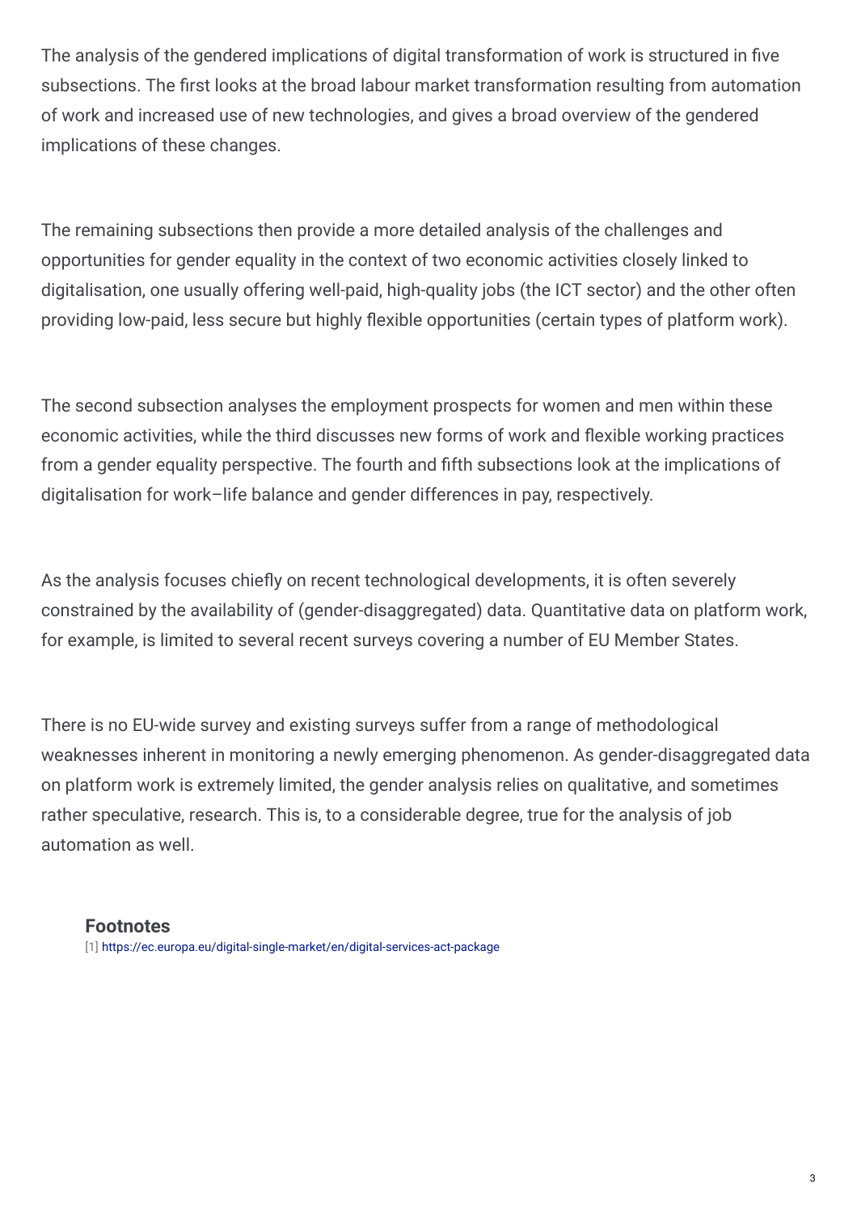The analysis of the gendered implications of digital transformation of work is structured in five subsections. The first looks at the broad labour market transformation resulting from automation of work and increased use of new technologies, and gives a broad overview of the gendered implications of these changes.

The remaining subsections then provide a more detailed analysis of the challenges and opportunities for gender equality in the context of two economic activities closely linked to digitalisation, one usually offering well-paid, high-quality jobs (the ICT sector) and the other often providing low-paid, less secure but highly flexible opportunities (certain types of platform work).

The second subsection analyses the employment prospects for women and men within these economic activities, while the third discusses new forms of work and flexible working practices from a gender equality perspective. The fourth and fifth subsections look at the implications of digitalisation for work–life balance and gender differences in pay, respectively.

As the analysis focuses chiefly on recent technological developments, it is often severely constrained by the availability of (gender-disaggregated) data. Quantitative data on platform work, for example, is limited to several recent surveys covering a number of EU Member States.

There is no EU-wide survey and existing surveys suffer from a range of methodological weaknesses inherent in monitoring a newly emerging phenomenon. As gender-disaggregated data on platform work is extremely limited, the gender analysis relies on qualitative, and sometimes rather speculative, research. This is, to a considerable degree, true for the analysis of job automation as well.

**Footnotes**

[1] https://ec.europa.eu/digital-single-market/en/digital-services-act-package